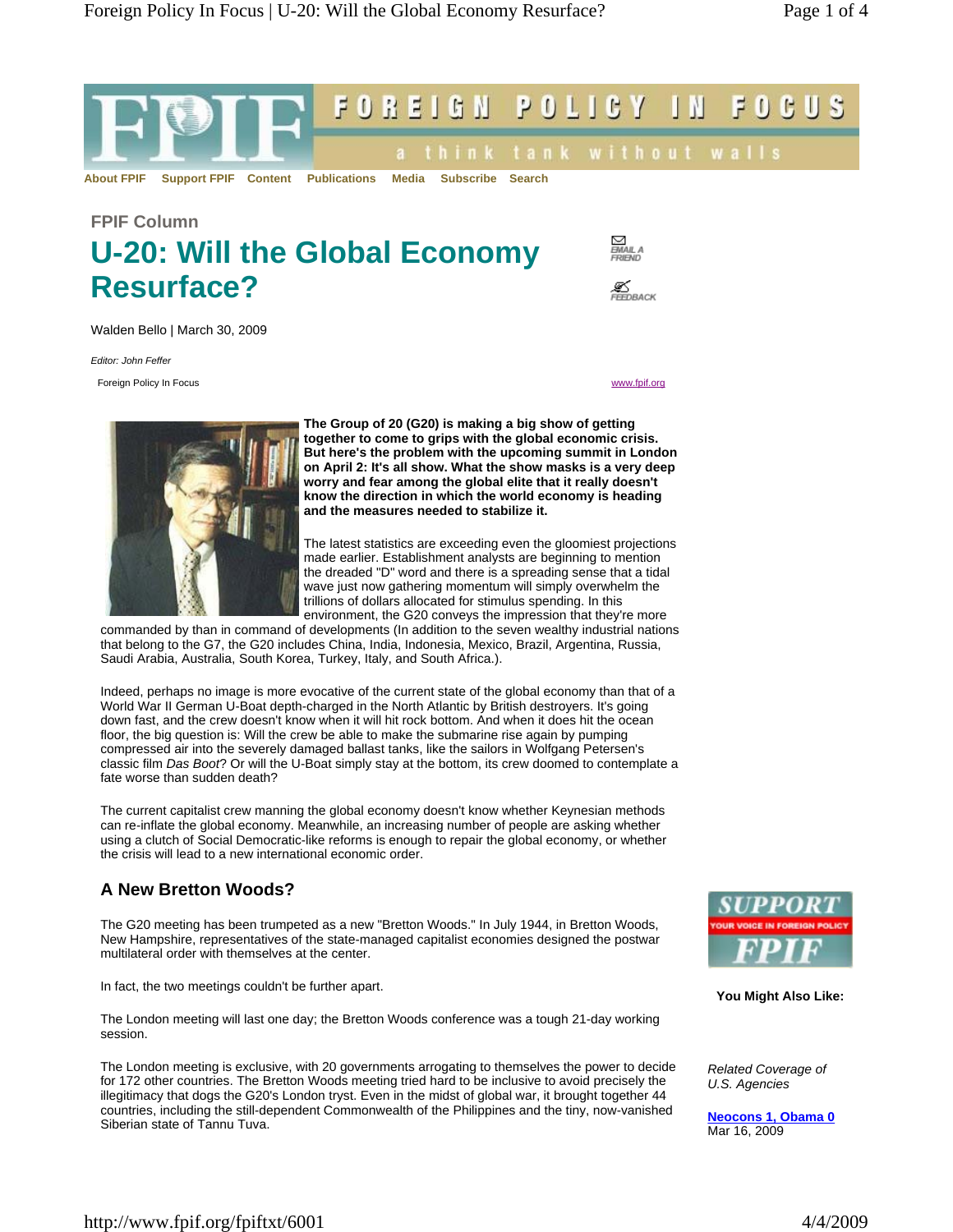FOREIGN POLICY IN FOCUS

a think tank without walls

About FPIF Support FPIF Content Publications Media Subscribe Search

FPIF Column

# U-20: Will the Global Economy Resurface?

EMAIL A FRIEND

FEEDBACK

Walden Bello | March 30, 2009

*Editor: John Feffer*

Foreign Policy In Focus www.fpif.org

**The Group of 20 (G20) is making a big show of getting together to come to grips with the global economic crisis. But here's the problem with the upcoming summit in London on April 2: It's all show. What the show masks is a very deep worry and fear among the global elite that it really doesn't know the direction in which the world economy is heading and the measures needed to stabilize it.**

The latest statistics are exceeding even the gloomiest projections made earlier. Establishment analysts are beginning to mention the dreaded "D" word and there is a spreading sense that a tidal wave just now gathering momentum will simply overwhelm the trillions of dollars allocated for stimulus spending. In this environment, the G20 conveys the impression that they're more commanded by than in command of developments (In addition to the seven wealthy industrial nations that belong to the G7, the G20 includes China, India, Indonesia, Mexico, Brazil, Argentina, Russia, Saudi Arabia, Australia, South Korea, Turkey, Italy, and South Africa.).

Indeed, perhaps no image is more evocative of the current state of the global economy than that of a World War II German U-Boat depth-charged in the North Atlantic by British destroyers. It's going down fast, and the crew doesn't know when it will hit rock bottom. And when it does hit the ocean floor, the big question is: Will the crew be able to make the submarine rise again by pumping compressed air into the severely damaged ballast tanks, like the sailors in Wolfgang Petersen's classic film *Das Boot*? Or will the U-Boat simply stay at the bottom, its crew doomed to contemplate a fate worse than sudden death?

The current capitalist crew manning the global economy doesn't know whether Keynesian methods can re-inflate the global economy. Meanwhile, an increasing number of people are asking whether using a clutch of Social Democratic-like reforms is enough to repair the global economy, or whether the crisis will lead to a new international economic order.

## A New Bretton Woods?

The G20 meeting has been trumpeted as a new "Bretton Woods." In July 1944, in Bretton Woods, New Hampshire, representatives of the state-managed capitalist economies designed the postwar multilateral order with themselves at the center.

In fact, the two meetings couldn't be further apart.

The London meeting will last one day; the Bretton Woods conference was a tough 21-day working session.

The London meeting is exclusive, with 20 governments arrogating to themselves the power to decide for 172 other countries. The Bretton Woods meeting tried hard to be inclusive to avoid precisely the illegitimacy that dogs the G20's London tryst. Even in the midst of global war, it brought together 44 countries, including the still-dependent Commonwealth of the Philippines and the tiny, now-vanished Siberian state of Tannu Tuva.

SUPPORT FPIF — YOUR VOICE IN FOREIGN POLICY

**You Might Also Like:**

*Related Coverage of U.S. Agencies*

**Neocons 1, Obama 0**
Mar 16, 2009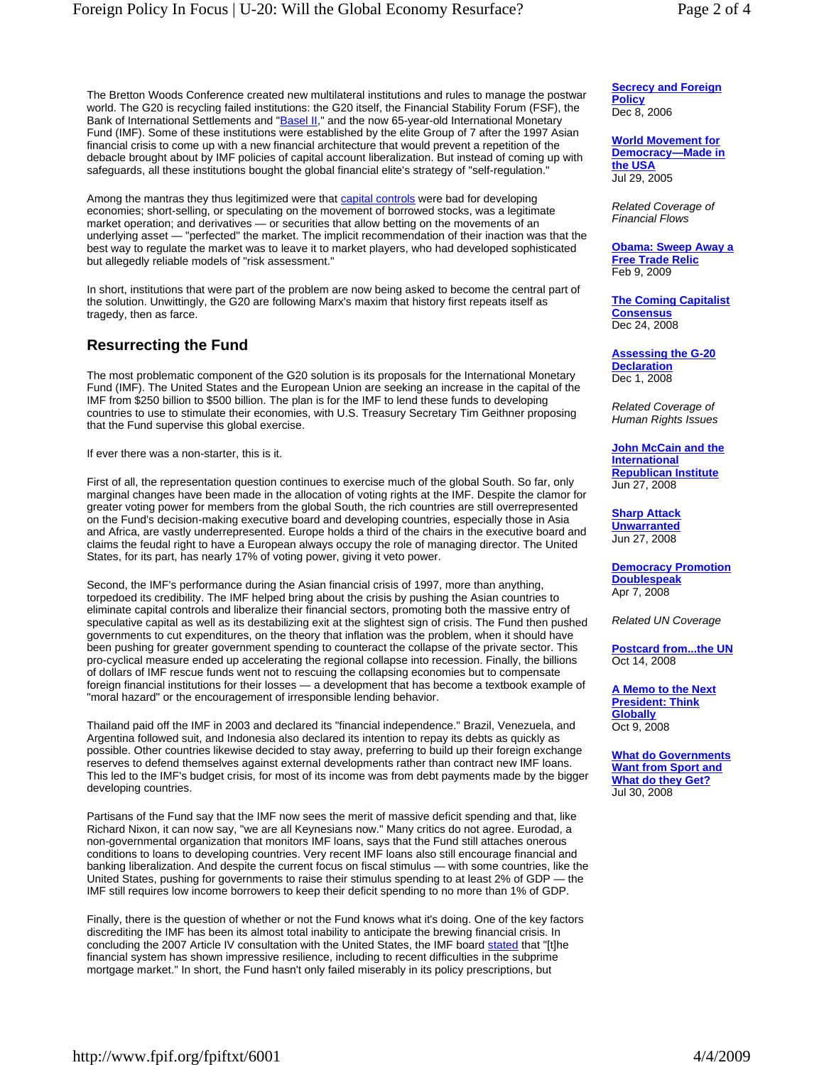The Bretton Woods Conference created new multilateral institutions and rules to manage the postwar world. The G20 is recycling failed institutions: the G20 itself, the Financial Stability Forum (FSF), the Bank of International Settlements and "Basel II," and the now 65-year-old International Monetary Fund (IMF). Some of these institutions were established by the elite Group of 7 after the 1997 Asian financial crisis to come up with a new financial architecture that would prevent a repetition of the debacle brought about by IMF policies of capital account liberalization. But instead of coming up with safeguards, all these institutions bought the global financial elite's strategy of "self-regulation."

Among the mantras they thus legitimized were that capital controls were bad for developing economies; short-selling, or speculating on the movement of borrowed stocks, was a legitimate market operation; and derivatives — or securities that allow betting on the movements of an underlying asset — "perfected" the market. The implicit recommendation of their inaction was that the best way to regulate the market was to leave it to market players, who had developed sophisticated but allegedly reliable models of "risk assessment."

In short, institutions that were part of the problem are now being asked to become the central part of the solution. Unwittingly, the G20 are following Marx's maxim that history first repeats itself as tragedy, then as farce.

## Resurrecting the Fund

The most problematic component of the G20 solution is its proposals for the International Monetary Fund (IMF). The United States and the European Union are seeking an increase in the capital of the IMF from $250 billion to $500 billion. The plan is for the IMF to lend these funds to developing countries to use to stimulate their economies, with U.S. Treasury Secretary Tim Geithner proposing that the Fund supervise this global exercise.

If ever there was a non-starter, this is it.

First of all, the representation question continues to exercise much of the global South. So far, only marginal changes have been made in the allocation of voting rights at the IMF. Despite the clamor for greater voting power for members from the global South, the rich countries are still overrepresented on the Fund's decision-making executive board and developing countries, especially those in Asia and Africa, are vastly underrepresented. Europe holds a third of the chairs in the executive board and claims the feudal right to have a European always occupy the role of managing director. The United States, for its part, has nearly 17% of voting power, giving it veto power.

Second, the IMF's performance during the Asian financial crisis of 1997, more than anything, torpedoed its credibility. The IMF helped bring about the crisis by pushing the Asian countries to eliminate capital controls and liberalize their financial sectors, promoting both the massive entry of speculative capital as well as its destabilizing exit at the slightest sign of crisis. The Fund then pushed governments to cut expenditures, on the theory that inflation was the problem, when it should have been pushing for greater government spending to counteract the collapse of the private sector. This pro-cyclical measure ended up accelerating the regional collapse into recession. Finally, the billions of dollars of IMF rescue funds went not to rescuing the collapsing economies but to compensate foreign financial institutions for their losses — a development that has become a textbook example of "moral hazard" or the encouragement of irresponsible lending behavior.

Thailand paid off the IMF in 2003 and declared its "financial independence." Brazil, Venezuela, and Argentina followed suit, and Indonesia also declared its intention to repay its debts as quickly as possible. Other countries likewise decided to stay away, preferring to build up their foreign exchange reserves to defend themselves against external developments rather than contract new IMF loans. This led to the IMF's budget crisis, for most of its income was from debt payments made by the bigger developing countries.

Partisans of the Fund say that the IMF now sees the merit of massive deficit spending and that, like Richard Nixon, it can now say, "we are all Keynesians now." Many critics do not agree. Eurodad, a non-governmental organization that monitors IMF loans, says that the Fund still attaches onerous conditions to loans to developing countries. Very recent IMF loans also still encourage financial and banking liberalization. And despite the current focus on fiscal stimulus — with some countries, like the United States, pushing for governments to raise their stimulus spending to at least 2% of GDP — the IMF still requires low income borrowers to keep their deficit spending to no more than 1% of GDP.

Finally, there is the question of whether or not the Fund knows what it's doing. One of the key factors discrediting the IMF has been its almost total inability to anticipate the brewing financial crisis. In concluding the 2007 Article IV consultation with the United States, the IMF board stated that "[t]he financial system has shown impressive resilience, including to recent difficulties in the subprime mortgage market." In short, the Fund hasn't only failed miserably in its policy prescriptions, but

**Secrecy and Foreign Policy**
Dec 8, 2006

**World Movement for Democracy—Made in the USA**
Jul 29, 2005

*Related Coverage of Financial Flows*

**Obama: Sweep Away a Free Trade Relic**
Feb 9, 2009

**The Coming Capitalist Consensus**
Dec 24, 2008

**Assessing the G-20 Declaration**
Dec 1, 2008

*Related Coverage of Human Rights Issues*

**John McCain and the International Republican Institute**
Jun 27, 2008

**Sharp Attack Unwarranted**
Jun 27, 2008

**Democracy Promotion Doublespeak**
Apr 7, 2008

*Related UN Coverage*

**Postcard from...the UN**
Oct 14, 2008

**A Memo to the Next President: Think Globally**
Oct 9, 2008

**What do Governments Want from Sport and What do they Get?**
Jul 30, 2008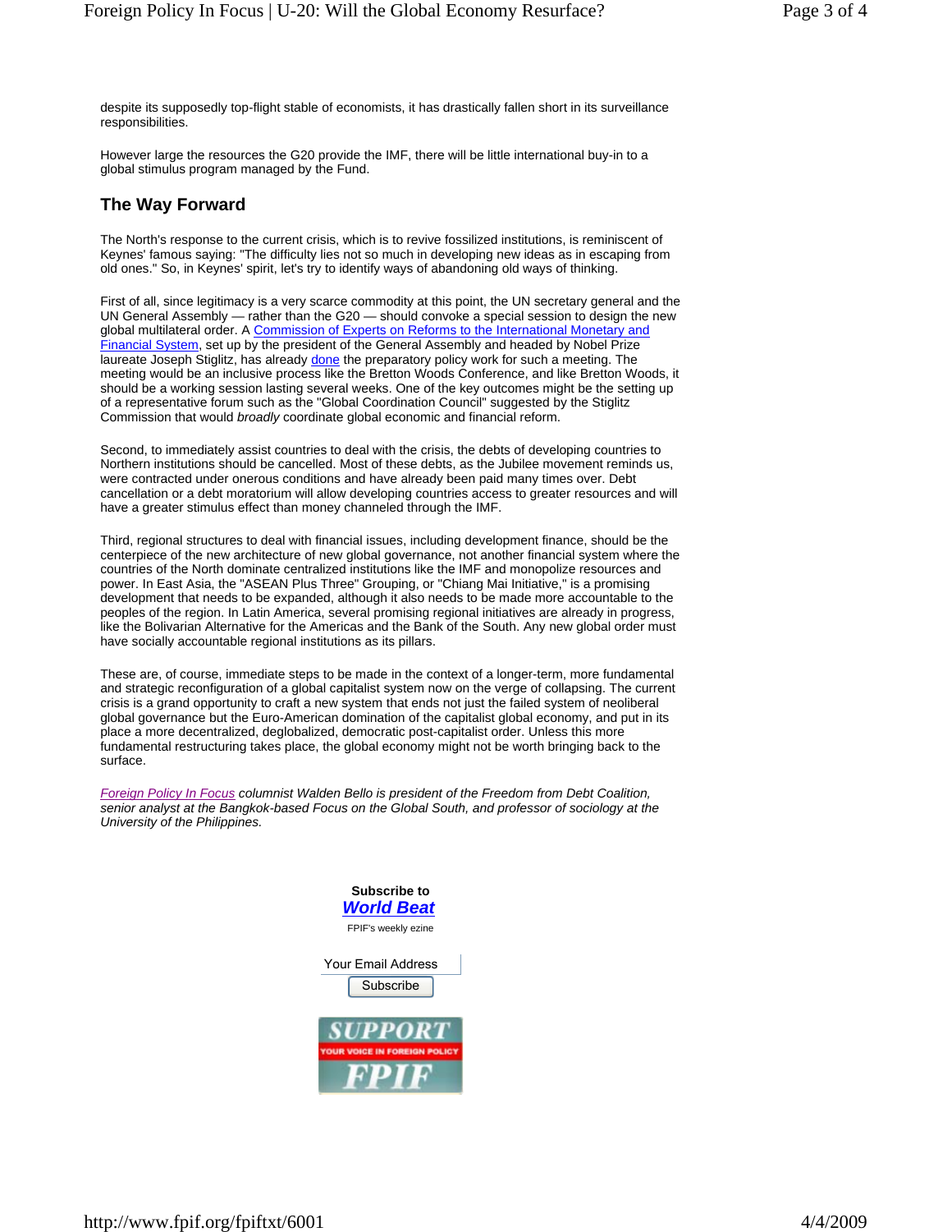despite its supposedly top-flight stable of economists, it has drastically fallen short in its surveillance responsibilities.

However large the resources the G20 provide the IMF, there will be little international buy-in to a global stimulus program managed by the Fund.

## The Way Forward

The North's response to the current crisis, which is to revive fossilized institutions, is reminiscent of Keynes' famous saying: "The difficulty lies not so much in developing new ideas as in escaping from old ones." So, in Keynes' spirit, let's try to identify ways of abandoning old ways of thinking.

First of all, since legitimacy is a very scarce commodity at this point, the UN secretary general and the UN General Assembly — rather than the G20 — should convoke a special session to design the new global multilateral order. A Commission of Experts on Reforms to the International Monetary and Financial System, set up by the president of the General Assembly and headed by Nobel Prize laureate Joseph Stiglitz, has already done the preparatory policy work for such a meeting. The meeting would be an inclusive process like the Bretton Woods Conference, and like Bretton Woods, it should be a working session lasting several weeks. One of the key outcomes might be the setting up of a representative forum such as the "Global Coordination Council" suggested by the Stiglitz Commission that would *broadly* coordinate global economic and financial reform.

Second, to immediately assist countries to deal with the crisis, the debts of developing countries to Northern institutions should be cancelled. Most of these debts, as the Jubilee movement reminds us, were contracted under onerous conditions and have already been paid many times over. Debt cancellation or a debt moratorium will allow developing countries access to greater resources and will have a greater stimulus effect than money channeled through the IMF.

Third, regional structures to deal with financial issues, including development finance, should be the centerpiece of the new architecture of new global governance, not another financial system where the countries of the North dominate centralized institutions like the IMF and monopolize resources and power. In East Asia, the "ASEAN Plus Three" Grouping, or "Chiang Mai Initiative," is a promising development that needs to be expanded, although it also needs to be made more accountable to the peoples of the region. In Latin America, several promising regional initiatives are already in progress, like the Bolivarian Alternative for the Americas and the Bank of the South. Any new global order must have socially accountable regional institutions as its pillars.

These are, of course, immediate steps to be made in the context of a longer-term, more fundamental and strategic reconfiguration of a global capitalist system now on the verge of collapsing. The current crisis is a grand opportunity to craft a new system that ends not just the failed system of neoliberal global governance but the Euro-American domination of the capitalist global economy, and put in its place a more decentralized, deglobalized, democratic post-capitalist order. Unless this more fundamental restructuring takes place, the global economy might not be worth bringing back to the surface.

*Foreign Policy In Focus columnist Walden Bello is president of the Freedom from Debt Coalition, senior analyst at the Bangkok-based Focus on the Global South, and professor of sociology at the University of the Philippines.*

**Subscribe to**
***World Beat***
FPIF's weekly ezine

Your Email Address
Subscribe

SUPPORT
YOUR VOICE IN FOREIGN POLICY
FPIF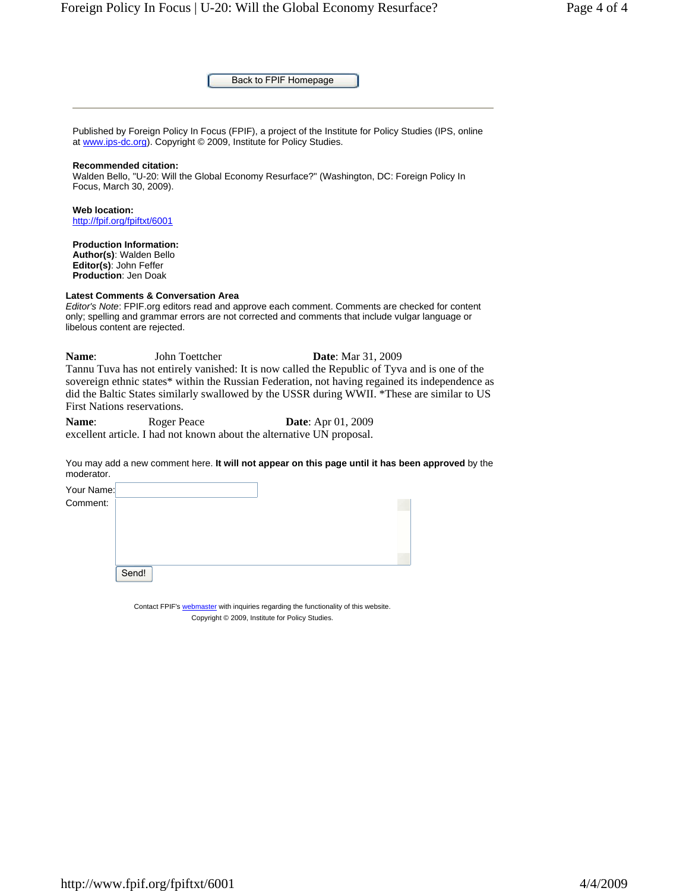Back to FPIF Homepage

---

Published by Foreign Policy In Focus (FPIF), a project of the Institute for Policy Studies (IPS, online at www.ips-dc.org). Copyright © 2009, Institute for Policy Studies.

**Recommended citation:**
Walden Bello, "U-20: Will the Global Economy Resurface?" (Washington, DC: Foreign Policy In Focus, March 30, 2009).

**Web location:**
http://fpif.org/fpiftxt/6001

**Production Information:**
**Author(s)**: Walden Bello
**Editor(s)**: John Feffer
**Production**: Jen Doak

**Latest Comments & Conversation Area**

*Editor's Note*: FPIF.org editors read and approve each comment. Comments are checked for content only; spelling and grammar errors are not corrected and comments that include vulgar language or libelous content are rejected.

**Name**: John Toettcher **Date**: Mar 31, 2009
Tannu Tuva has not entirely vanished: It is now called the Republic of Tyva and is one of the sovereign ethnic states* within the Russian Federation, not having regained its independence as did the Baltic States similarly swallowed by the USSR during WWII. *These are similar to US First Nations reservations.

**Name**: Roger Peace **Date**: Apr 01, 2009
excellent article. I had not known about the alternative UN proposal.

You may add a new comment here. **It will not appear on this page until it has been approved** by the moderator.

Your Name:

Comment:

Send!

Contact FPIF's webmaster with inquiries regarding the functionality of this website.
Copyright © 2009, Institute for Policy Studies.